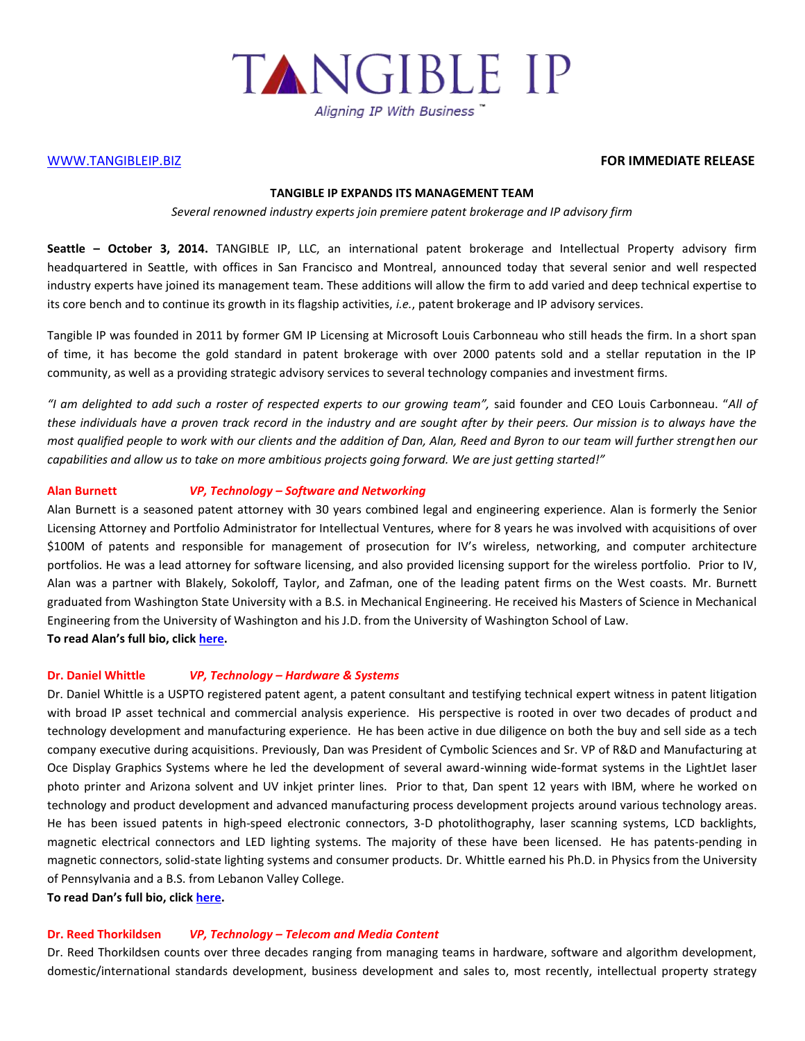# TANGIBLE IP

*Aligning IP With Business™*

WWW.TANGIBLEIP.BIZ **FOR IMMEDIATE RELEASE**

**TANGIBLE IP EXPANDS ITS MANAGEMENT TEAM**

*Several renowned industry experts join premiere patent brokerage and IP advisory firm*

**Seattle – October 3, 2014.** TANGIBLE IP, LLC, an international patent brokerage and Intellectual Property advisory firm headquartered in Seattle, with offices in San Francisco and Montreal, announced today that several senior and well respected industry experts have joined its management team. These additions will allow the firm to add varied and deep technical expertise to its core bench and to continue its growth in its flagship activities, *i.e.*, patent brokerage and IP advisory services.

Tangible IP was founded in 2011 by former GM IP Licensing at Microsoft Louis Carbonneau who still heads the firm. In a short span of time, it has become the gold standard in patent brokerage with over 2000 patents sold and a stellar reputation in the IP community, as well as a providing strategic advisory services to several technology companies and investment firms.

*"I am delighted to add such a roster of respected experts to our growing team",* said founder and CEO Louis Carbonneau. "*All of these individuals have a proven track record in the industry and are sought after by their peers. Our mission is to always have the most qualified people to work with our clients and the addition of Dan, Alan, Reed and Byron to our team will further strengthen our capabilities and allow us to take on more ambitious projects going forward. We are just getting started!"*

**Alan Burnett** ***VP, Technology – Software and Networking***

Alan Burnett is a seasoned patent attorney with 30 years combined legal and engineering experience. Alan is formerly the Senior Licensing Attorney and Portfolio Administrator for Intellectual Ventures, where for 8 years he was involved with acquisitions of over $100M of patents and responsible for management of prosecution for IV's wireless, networking, and computer architecture portfolios. He was a lead attorney for software licensing, and also provided licensing support for the wireless portfolio. Prior to IV, Alan was a partner with Blakely, Sokoloff, Taylor, and Zafman, one of the leading patent firms on the West coasts. Mr. Burnett graduated from Washington State University with a B.S. in Mechanical Engineering. He received his Masters of Science in Mechanical Engineering from the University of Washington and his J.D. from the University of Washington School of Law.

**To read Alan's full bio, click here.**

**Dr. Daniel Whittle** ***VP, Technology – Hardware & Systems***

Dr. Daniel Whittle is a USPTO registered patent agent, a patent consultant and testifying technical expert witness in patent litigation with broad IP asset technical and commercial analysis experience. His perspective is rooted in over two decades of product and technology development and manufacturing experience. He has been active in due diligence on both the buy and sell side as a tech company executive during acquisitions. Previously, Dan was President of Cymbolic Sciences and Sr. VP of R&D and Manufacturing at Oce Display Graphics Systems where he led the development of several award-winning wide-format systems in the LightJet laser photo printer and Arizona solvent and UV inkjet printer lines. Prior to that, Dan spent 12 years with IBM, where he worked on technology and product development and advanced manufacturing process development projects around various technology areas. He has been issued patents in high-speed electronic connectors, 3-D photolithography, laser scanning systems, LCD backlights, magnetic electrical connectors and LED lighting systems. The majority of these have been licensed. He has patents-pending in magnetic connectors, solid-state lighting systems and consumer products. Dr. Whittle earned his Ph.D. in Physics from the University of Pennsylvania and a B.S. from Lebanon Valley College.

**To read Dan's full bio, click here.**

**Dr. Reed Thorkildsen** ***VP, Technology – Telecom and Media Content***

Dr. Reed Thorkildsen counts over three decades ranging from managing teams in hardware, software and algorithm development, domestic/international standards development, business development and sales to, most recently, intellectual property strategy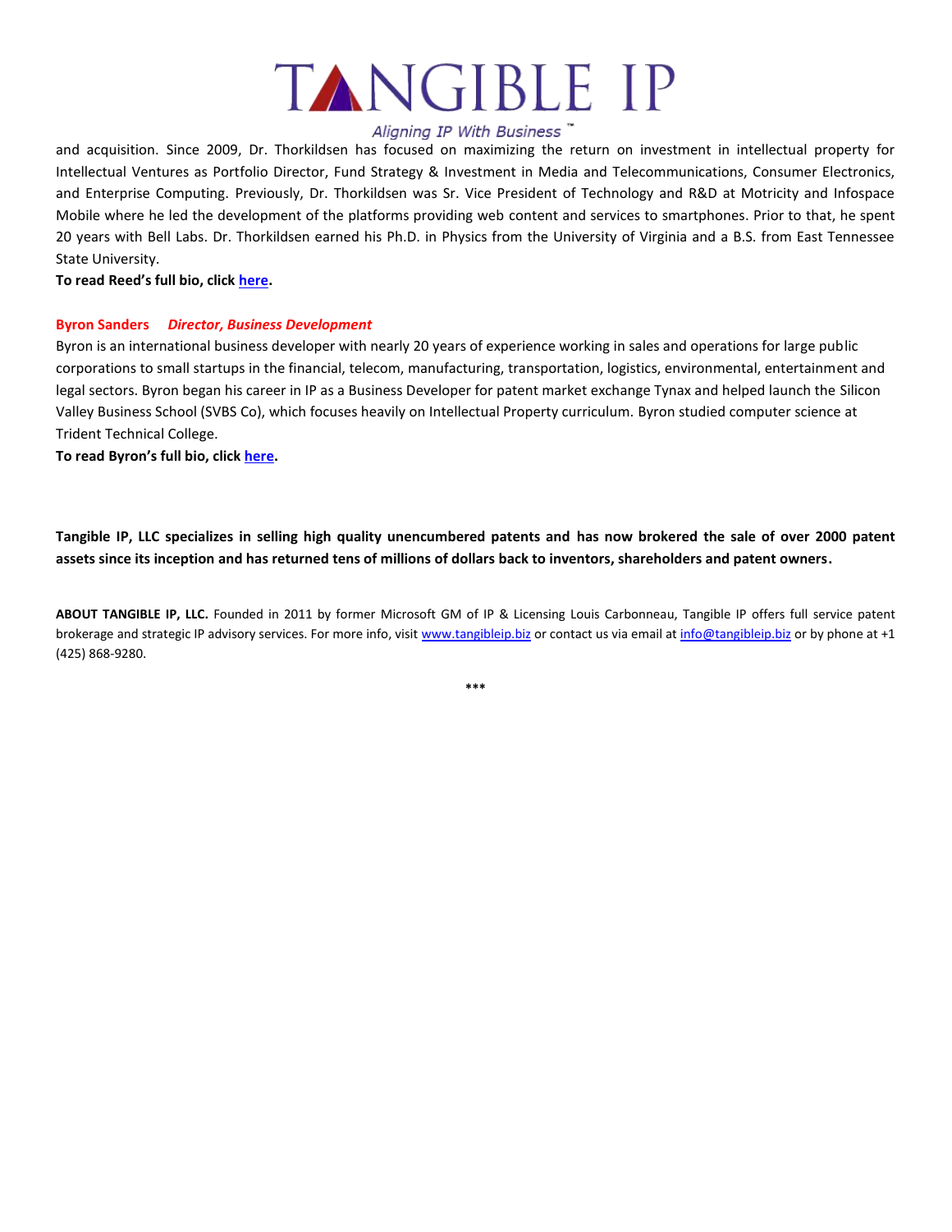and acquisition. Since 2009, Dr. Thorkildsen has focused on maximizing the return on investment in intellectual property for Intellectual Ventures as Portfolio Director, Fund Strategy & Investment in Media and Telecommunications, Consumer Electronics, and Enterprise Computing. Previously, Dr. Thorkildsen was Sr. Vice President of Technology and R&D at Motricity and Infospace Mobile where he led the development of the platforms providing web content and services to smartphones. Prior to that, he spent 20 years with Bell Labs. Dr. Thorkildsen earned his Ph.D. in Physics from the University of Virginia and a B.S. from East Tennessee State University.

**To read Reed's full bio, click here.**

**Byron Sanders** ***Director, Business Development***

Byron is an international business developer with nearly 20 years of experience working in sales and operations for large public corporations to small startups in the financial, telecom, manufacturing, transportation, logistics, environmental, entertainment and legal sectors. Byron began his career in IP as a Business Developer for patent market exchange Tynax and helped launch the Silicon Valley Business School (SVBS Co), which focuses heavily on Intellectual Property curriculum. Byron studied computer science at Trident Technical College.

**To read Byron's full bio, click here.**

**Tangible IP, LLC specializes in selling high quality unencumbered patents and has now brokered the sale of over 2000 patent assets since its inception and has returned tens of millions of dollars back to inventors, shareholders and patent owners.**

**ABOUT TANGIBLE IP, LLC.** Founded in 2011 by former Microsoft GM of IP & Licensing Louis Carbonneau, Tangible IP offers full service patent brokerage and strategic IP advisory services. For more info, visit www.tangibleip.biz or contact us via email at info@tangibleip.biz or by phone at +1 (425) 868-9280.

***